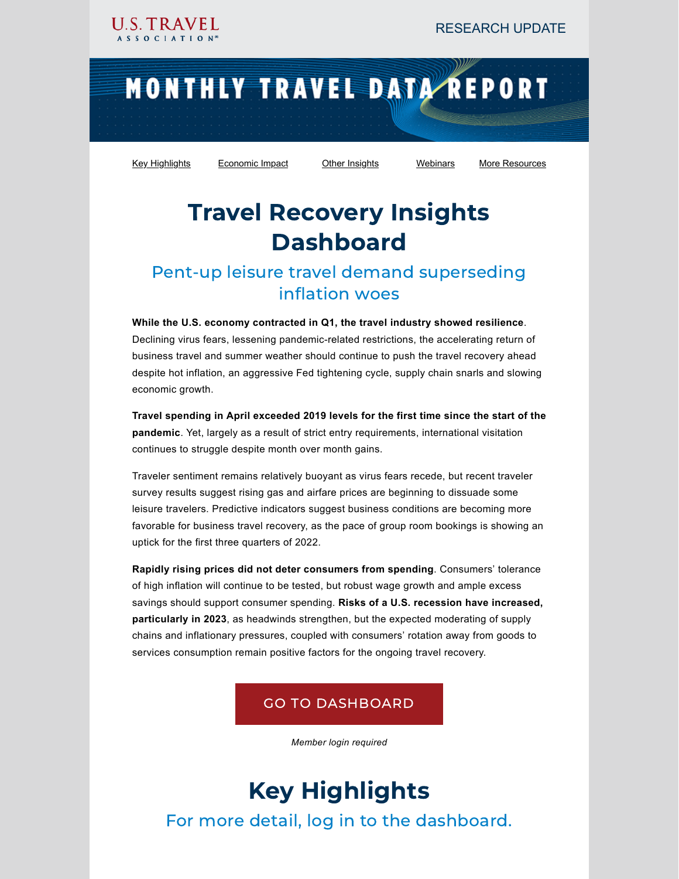U.S. TRAVEL ASSOCIATION

RESEARCH UPDATE

# MONTHLY TRAVEL DATA REPORT

Key Highlights | Economic Impact | Other Insights | Webinars | More Resources

## Travel Recovery Insights Dashboard

### Pent-up leisure travel demand superseding inflation woes

**While the U.S. economy contracted in Q1, the travel industry showed resilience**. Declining virus fears, lessening pandemic-related restrictions, the accelerating return of business travel and summer weather should continue to push the travel recovery ahead despite hot inflation, an aggressive Fed tightening cycle, supply chain snarls and slowing economic growth.

**Travel spending in April exceeded 2019 levels for the first time since the start of the pandemic**. Yet, largely as a result of strict entry requirements, international visitation continues to struggle despite month over month gains.

Traveler sentiment remains relatively buoyant as virus fears recede, but recent traveler survey results suggest rising gas and airfare prices are beginning to dissuade some leisure travelers. Predictive indicators suggest business conditions are becoming more favorable for business travel recovery, as the pace of group room bookings is showing an uptick for the first three quarters of 2022.

**Rapidly rising prices did not deter consumers from spending**. Consumers' tolerance of high inflation will continue to be tested, but robust wage growth and ample excess savings should support consumer spending. **Risks of a U.S. recession have increased, particularly in 2023**, as headwinds strengthen, but the expected moderating of supply chains and inflationary pressures, coupled with consumers' rotation away from goods to services consumption remain positive factors for the ongoing travel recovery.

GO TO DASHBOARD

*Member login required*

## Key Highlights

### For more detail, log in to the dashboard.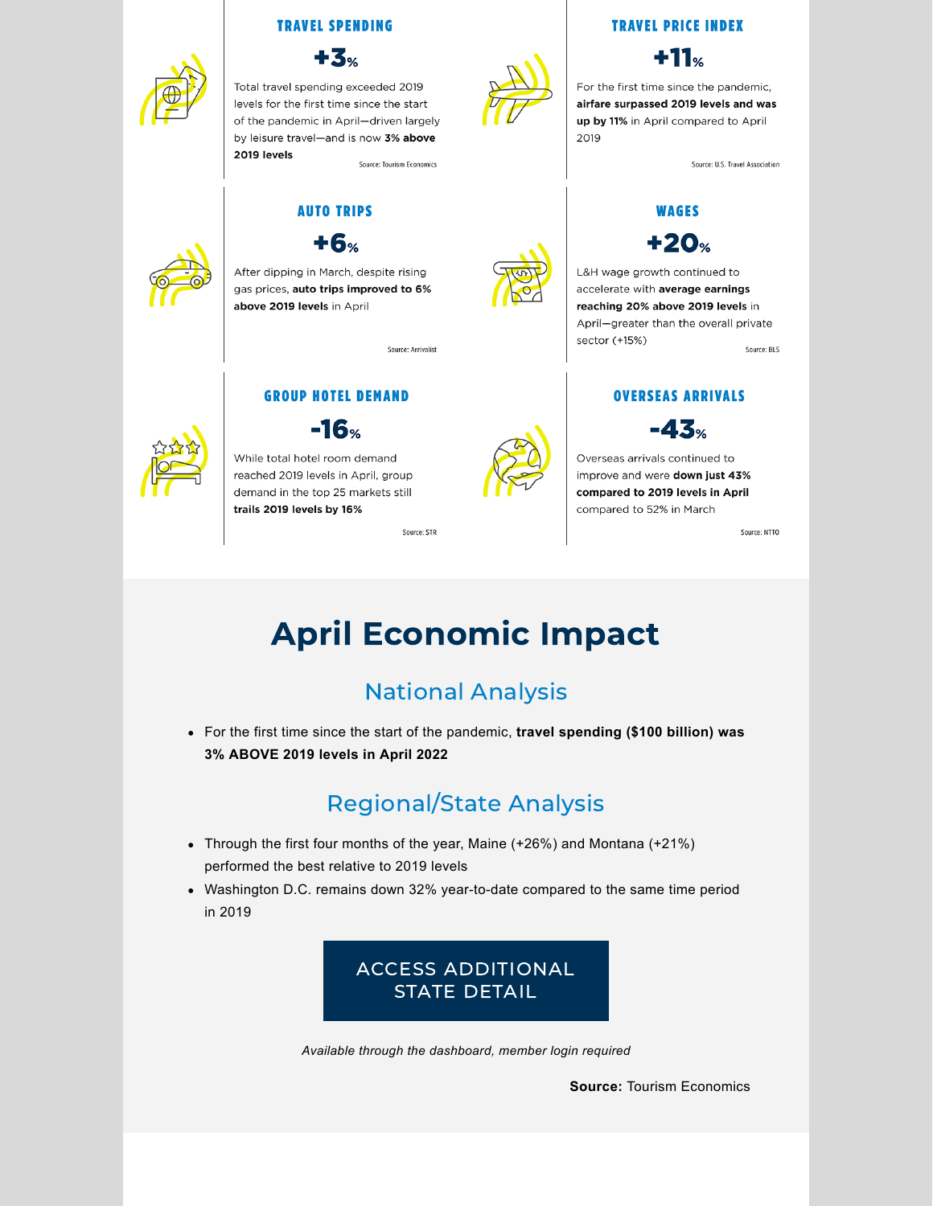### TRAVEL SPENDING

**+3%**

Total travel spending exceeded 2019 levels for the first time since the start of the pandemic in April—driven largely by leisure travel—and is now **3% above 2019 levels**

Source: Tourism Economics

### TRAVEL PRICE INDEX

**+11%**

For the first time since the pandemic, **airfare surpassed 2019 levels and was up by 11%** in April compared to April 2019

Source: U.S. Travel Association

### AUTO TRIPS

**+6%**

After dipping in March, despite rising gas prices, **auto trips improved to 6% above 2019 levels** in April

Source: Arrivalist

### WAGES

**+20%**

L&H wage growth continued to accelerate with **average earnings reaching 20% above 2019 levels** in April—greater than the overall private sector (+15%)

Source: BLS

### GROUP HOTEL DEMAND

**-16%**

While total hotel room demand reached 2019 levels in April, group demand in the top 25 markets still **trails 2019 levels by 16%**

Source: STR

### OVERSEAS ARRIVALS

**-43%**

Overseas arrivals continued to improve and were **down just 43% compared to 2019 levels in April** compared to 52% in March

Source: NTTO

# April Economic Impact

## National Analysis

- For the first time since the start of the pandemic, **travel spending ($100 billion) was 3% ABOVE 2019 levels in April 2022**

## Regional/State Analysis

- Through the first four months of the year, Maine (+26%) and Montana (+21%) performed the best relative to 2019 levels
- Washington D.C. remains down 32% year-to-date compared to the same time period in 2019

ACCESS ADDITIONAL STATE DETAIL

*Available through the dashboard, member login required*

**Source:** Tourism Economics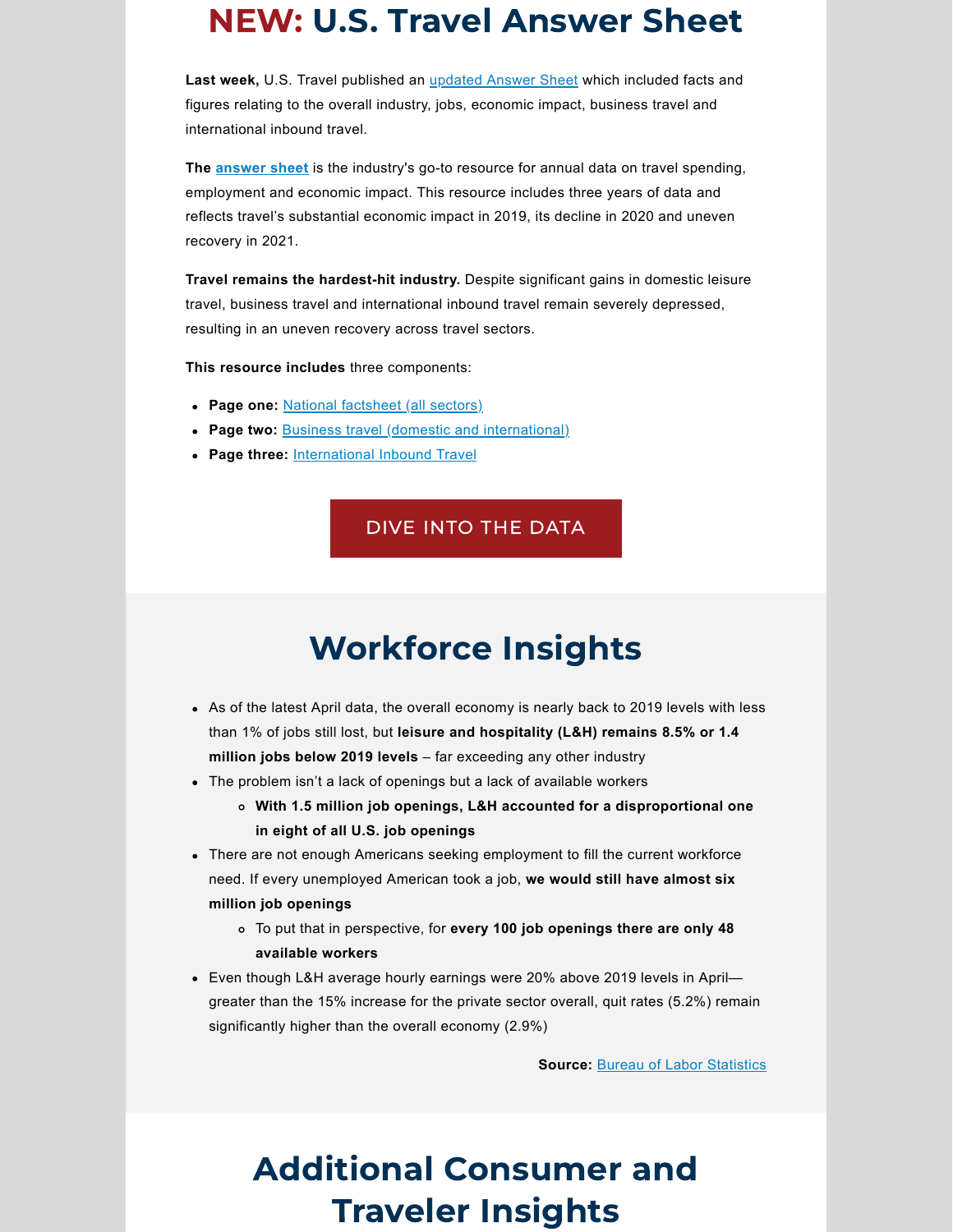# NEW: U.S. Travel Answer Sheet

**Last week,** U.S. Travel published an updated Answer Sheet which included facts and figures relating to the overall industry, jobs, economic impact, business travel and international inbound travel.

**The answer sheet** is the industry's go-to resource for annual data on travel spending, employment and economic impact. This resource includes three years of data and reflects travel's substantial economic impact in 2019, its decline in 2020 and uneven recovery in 2021.

**Travel remains the hardest-hit industry.** Despite significant gains in domestic leisure travel, business travel and international inbound travel remain severely depressed, resulting in an uneven recovery across travel sectors.

**This resource includes** three components:

- **Page one:** National factsheet (all sectors)
- **Page two:** Business travel (domestic and international)
- **Page three:** International Inbound Travel

DIVE INTO THE DATA

# Workforce Insights

- As of the latest April data, the overall economy is nearly back to 2019 levels with less than 1% of jobs still lost, but **leisure and hospitality (L&H) remains 8.5% or 1.4 million jobs below 2019 levels** – far exceeding any other industry
- The problem isn't a lack of openings but a lack of available workers
  - **With 1.5 million job openings, L&H accounted for a disproportional one in eight of all U.S. job openings**
- There are not enough Americans seeking employment to fill the current workforce need. If every unemployed American took a job, **we would still have almost six million job openings**
  - To put that in perspective, for **every 100 job openings there are only 48 available workers**
- Even though L&H average hourly earnings were 20% above 2019 levels in April—greater than the 15% increase for the private sector overall, quit rates (5.2%) remain significantly higher than the overall economy (2.9%)

**Source:** Bureau of Labor Statistics

# Additional Consumer and Traveler Insights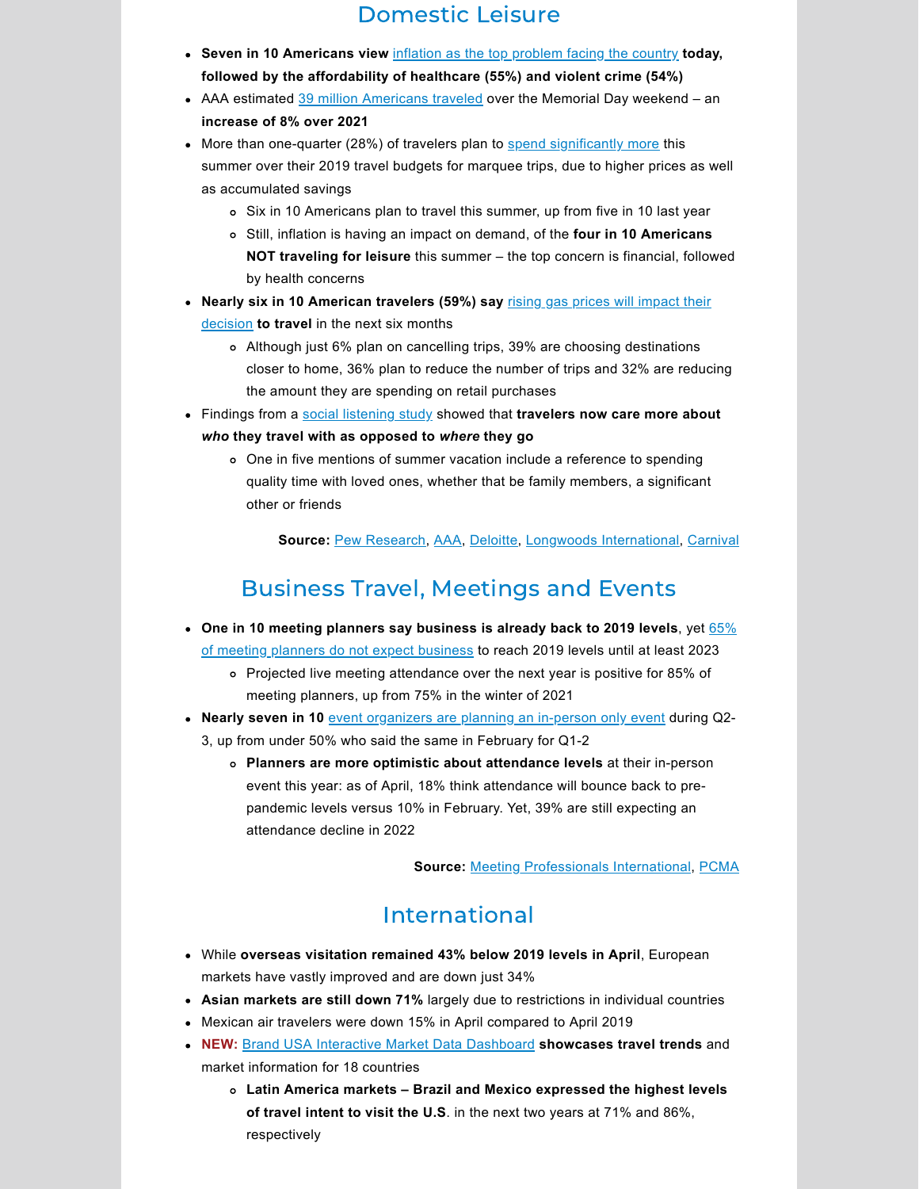## Domestic Leisure

- **Seven in 10 Americans view** inflation as the top problem facing the country **today, followed by the affordability of healthcare (55%) and violent crime (54%)**
- AAA estimated 39 million Americans traveled over the Memorial Day weekend – an **increase of 8% over 2021**
- More than one-quarter (28%) of travelers plan to spend significantly more this summer over their 2019 travel budgets for marquee trips, due to higher prices as well as accumulated savings
  - Six in 10 Americans plan to travel this summer, up from five in 10 last year
  - Still, inflation is having an impact on demand, of the **four in 10 Americans NOT traveling for leisure** this summer – the top concern is financial, followed by health concerns
- **Nearly six in 10 American travelers (59%) say** rising gas prices will impact their decision **to travel** in the next six months
  - Although just 6% plan on cancelling trips, 39% are choosing destinations closer to home, 36% plan to reduce the number of trips and 32% are reducing the amount they are spending on retail purchases
- Findings from a social listening study showed that **travelers now care more about *who* they travel with as opposed to *where* they go**
  - One in five mentions of summer vacation include a reference to spending quality time with loved ones, whether that be family members, a significant other or friends

**Source:** Pew Research, AAA, Deloitte, Longwoods International, Carnival

## Business Travel, Meetings and Events

- **One in 10 meeting planners say business is already back to 2019 levels**, yet 65% of meeting planners do not expect business to reach 2019 levels until at least 2023
  - Projected live meeting attendance over the next year is positive for 85% of meeting planners, up from 75% in the winter of 2021
- **Nearly seven in 10** event organizers are planning an in-person only event during Q2-3, up from under 50% who said the same in February for Q1-2
  - **Planners are more optimistic about attendance levels** at their in-person event this year: as of April, 18% think attendance will bounce back to pre-pandemic levels versus 10% in February. Yet, 39% are still expecting an attendance decline in 2022

**Source:** Meeting Professionals International, PCMA

## International

- While **overseas visitation remained 43% below 2019 levels in April**, European markets have vastly improved and are down just 34%
- **Asian markets are still down 71%** largely due to restrictions in individual countries
- Mexican air travelers were down 15% in April compared to April 2019
- **NEW:** Brand USA Interactive Market Data Dashboard **showcases travel trends** and market information for 18 countries
  - **Latin America markets – Brazil and Mexico expressed the highest levels of travel intent to visit the U.S**. in the next two years at 71% and 86%, respectively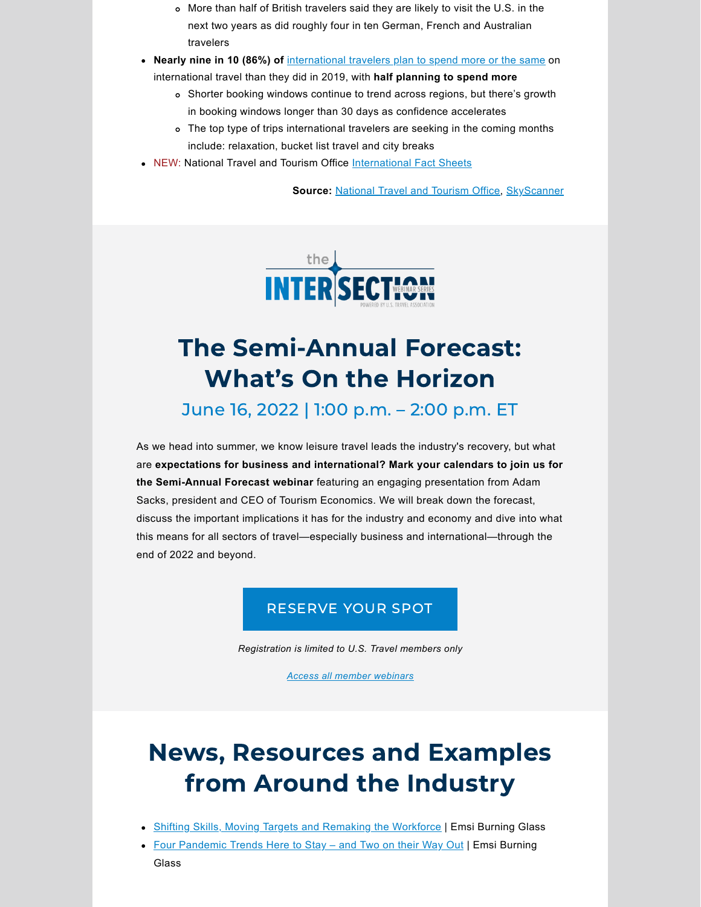- More than half of British travelers said they are likely to visit the U.S. in the next two years as did roughly four in ten German, French and Australian travelers
- **Nearly nine in 10 (86%) of** international travelers plan to spend more or the same on international travel than they did in 2019, with **half planning to spend more**
  - Shorter booking windows continue to trend across regions, but there's growth in booking windows longer than 30 days as confidence accelerates
  - The top type of trips international travelers are seeking in the coming months include: relaxation, bucket list travel and city breaks
- NEW: National Travel and Tourism Office International Fact Sheets

**Source:** National Travel and Tourism Office, SkyScanner

the INTERSECTION WEBINAR SERIES POWERED BY U.S. TRAVEL ASSOCIATION

# The Semi-Annual Forecast: What's On the Horizon

## June 16, 2022 | 1:00 p.m. – 2:00 p.m. ET

As we head into summer, we know leisure travel leads the industry's recovery, but what are **expectations for business and international? Mark your calendars to join us for the Semi-Annual Forecast webinar** featuring an engaging presentation from Adam Sacks, president and CEO of Tourism Economics. We will break down the forecast, discuss the important implications it has for the industry and economy and dive into what this means for all sectors of travel—especially business and international—through the end of 2022 and beyond.

RESERVE YOUR SPOT

*Registration is limited to U.S. Travel members only*

*Access all member webinars*

# News, Resources and Examples from Around the Industry

- Shifting Skills, Moving Targets and Remaking the Workforce | Emsi Burning Glass
- Four Pandemic Trends Here to Stay – and Two on their Way Out | Emsi Burning Glass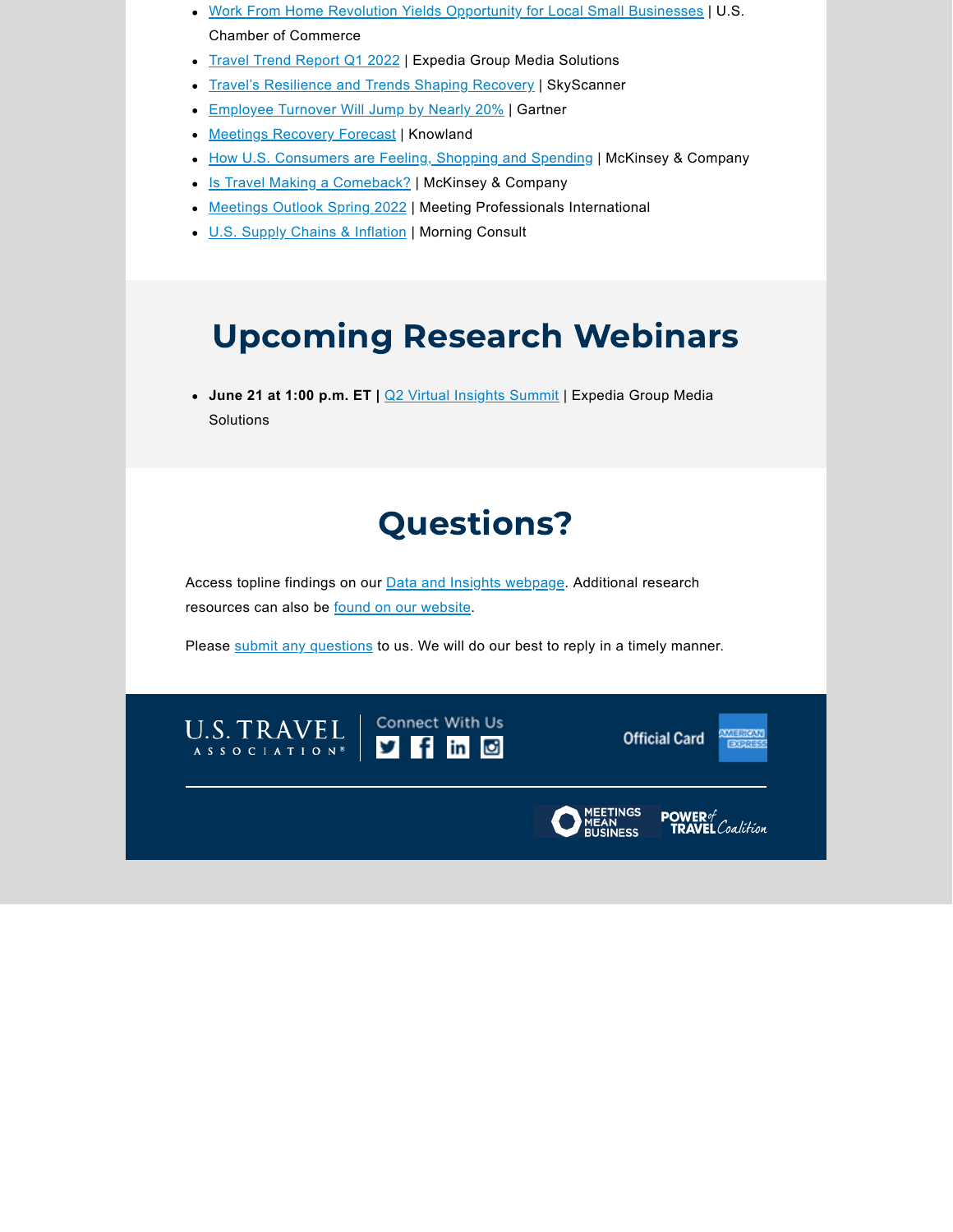- Work From Home Revolution Yields Opportunity for Local Small Businesses | U.S. Chamber of Commerce
- Travel Trend Report Q1 2022 | Expedia Group Media Solutions
- Travel's Resilience and Trends Shaping Recovery | SkyScanner
- Employee Turnover Will Jump by Nearly 20% | Gartner
- Meetings Recovery Forecast | Knowland
- How U.S. Consumers are Feeling, Shopping and Spending | McKinsey & Company
- Is Travel Making a Comeback? | McKinsey & Company
- Meetings Outlook Spring 2022 | Meeting Professionals International
- U.S. Supply Chains & Inflation | Morning Consult

# Upcoming Research Webinars

- **June 21 at 1:00 p.m. ET |** Q2 Virtual Insights Summit | Expedia Group Media Solutions

# Questions?

Access topline findings on our Data and Insights webpage. Additional research resources can also be found on our website.

Please submit any questions to us. We will do our best to reply in a timely manner.

U.S. TRAVEL ASSOCIATION®

Connect With Us

Official Card AMERICAN EXPRESS

MEETINGS MEAN BUSINESS

POWER of TRAVEL Coalition